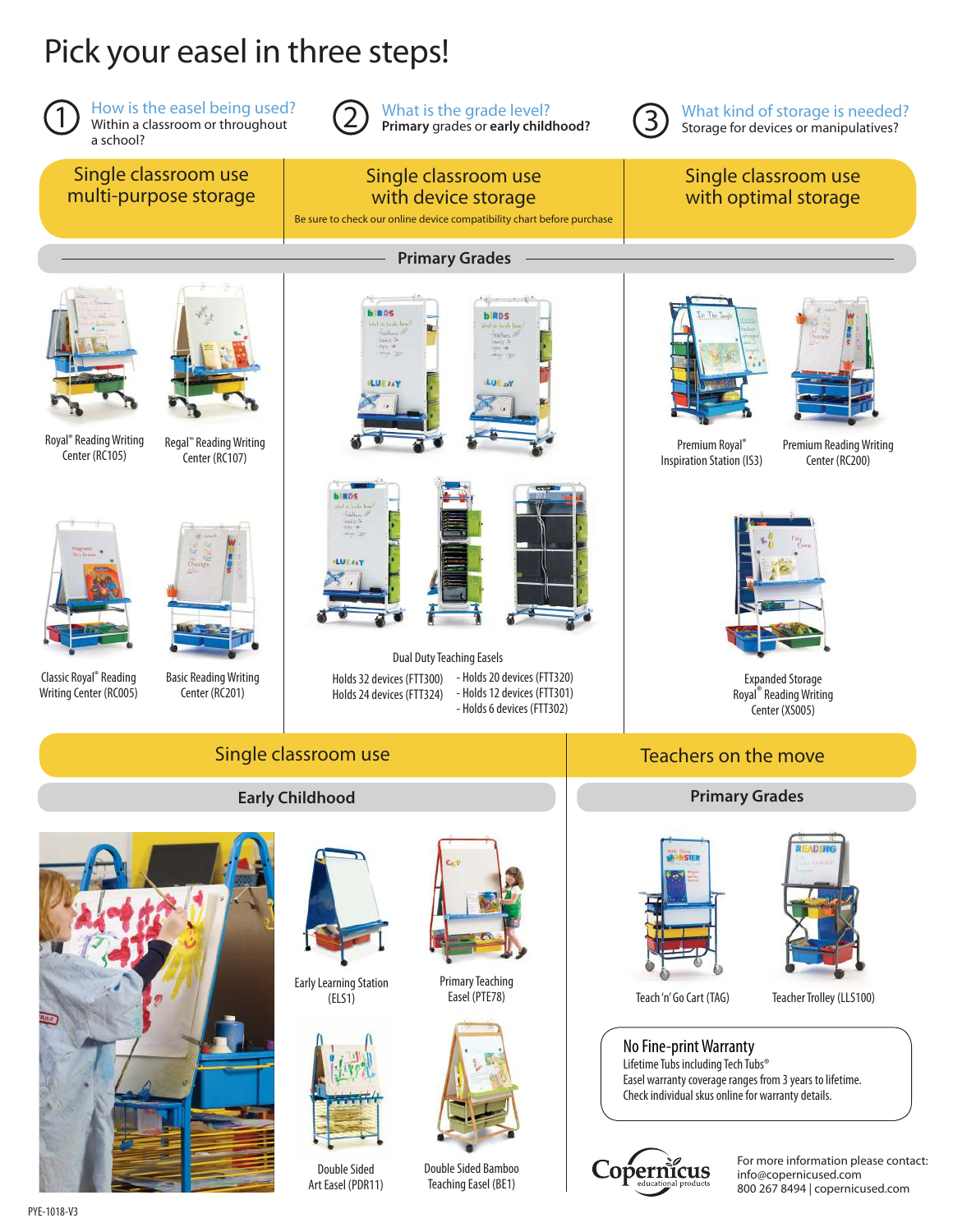# Pick your easel in three steps!

**① How is the easel being used?**
Within a classroom or throughout a school?

**② What is the grade level?**
**Primary** grades or **early childhood?**

**③ What kind of storage is needed?**
Storage for devices or manipulatives?

## Primary Grades

### Single classroom use multi-purpose storage

- Royal® Reading Writing Center (RC105)
- Regal™ Reading Writing Center (RC107)
- Classic Royal® Reading Writing Center (RC005)
- Basic Reading Writing Center (RC201)

### Single classroom use with device storage

Be sure to check our online device compatibility chart before purchase

Dual Duty Teaching Easels

- Holds 32 devices (FTT300)
- Holds 24 devices (FTT324)
- Holds 20 devices (FTT320)
- Holds 12 devices (FTT301)
- Holds 6 devices (FTT302)

### Single classroom use with optimal storage

- Premium Royal® Inspiration Station (IS3)
- Premium Reading Writing Center (RC200)
- Expanded Storage Royal® Reading Writing Center (XS005)

## Single classroom use

### Early Childhood

- Early Learning Station (ELS1)
- Primary Teaching Easel (PTE78)
- Double Sided Art Easel (PDR11)
- Double Sided Bamboo Teaching Easel (BE1)

## Teachers on the move

### Primary Grades

- Teach 'n' Go Cart (TAG)
- Teacher Trolley (LLS100)

**No Fine-print Warranty**
Lifetime Tubs including Tech Tubs®
Easel warranty coverage ranges from 3 years to lifetime.
Check individual skus online for warranty details.

Copernicus educational products

For more information please contact:
info@copernicused.com
800 267 8494 | copernicused.com

PYE-1018-V3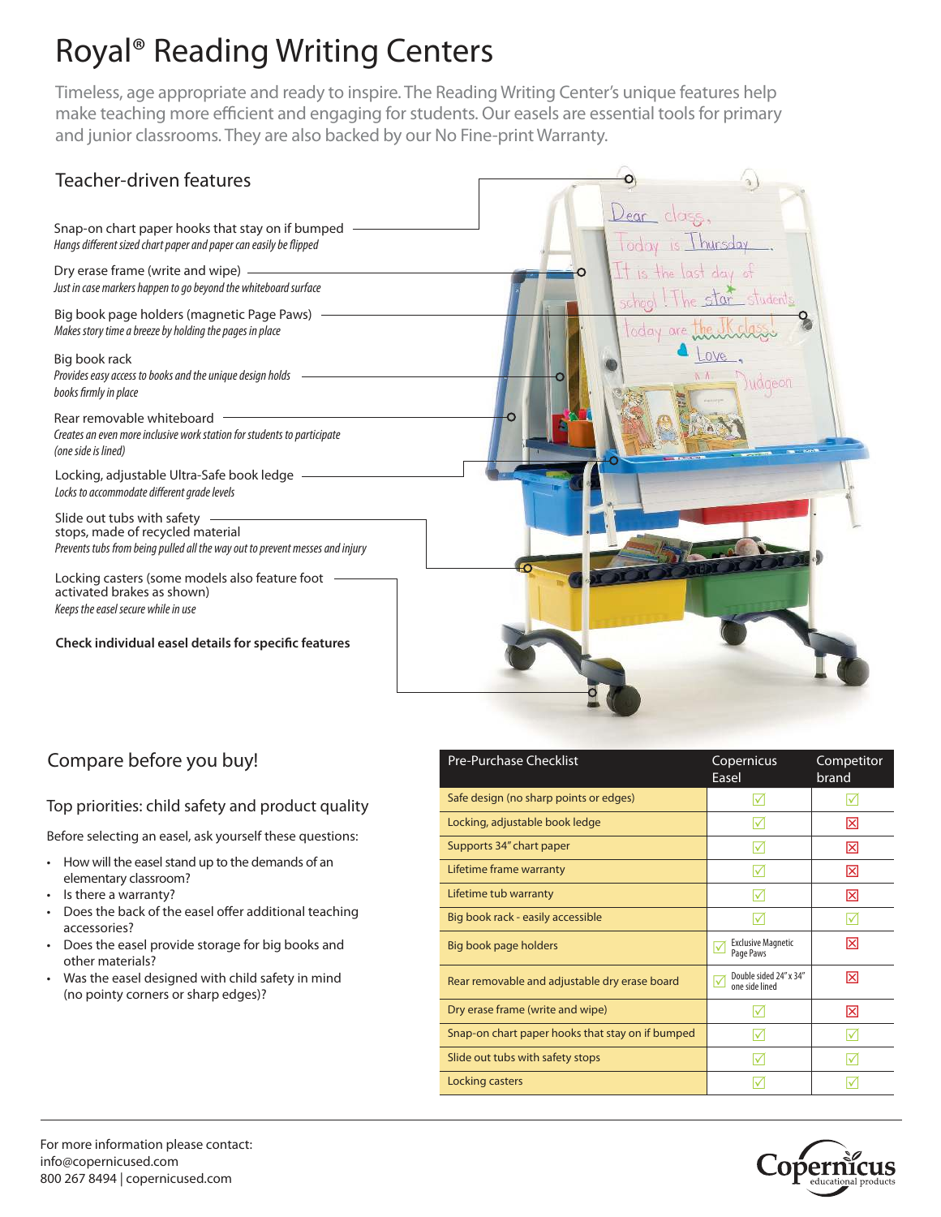# Royal® Reading Writing Centers

Timeless, age appropriate and ready to inspire. The Reading Writing Center's unique features help make teaching more efficient and engaging for students. Our easels are essential tools for primary and junior classrooms. They are also backed by our No Fine-print Warranty.

## Teacher-driven features

Snap-on chart paper hooks that stay on if bumped
*Hangs different sized chart paper and paper can easily be flipped*

Dry erase frame (write and wipe)
*Just in case markers happen to go beyond the whiteboard surface*

Big book page holders (magnetic Page Paws)
*Makes story time a breeze by holding the pages in place*

Big book rack
*Provides easy access to books and the unique design holds books firmly in place*

Rear removable whiteboard
*Creates an even more inclusive work station for students to participate (one side is lined)*

Locking, adjustable Ultra-Safe book ledge
*Locks to accommodate different grade levels*

Slide out tubs with safety stops, made of recycled material
*Prevents tubs from being pulled all the way out to prevent messes and injury*

Locking casters (some models also feature foot activated brakes as shown)
*Keeps the easel secure while in use*

**Check individual easel details for specific features**

## Compare before you buy!

### Top priorities: child safety and product quality

Before selecting an easel, ask yourself these questions:

- How will the easel stand up to the demands of an elementary classroom?
- Is there a warranty?
- Does the back of the easel offer additional teaching accessories?
- Does the easel provide storage for big books and other materials?
- Was the easel designed with child safety in mind (no pointy corners or sharp edges)?

| Pre-Purchase Checklist | Copernicus Easel | Competitor brand |
|---|---|---|
| Safe design (no sharp points or edges) | ☑ | ☑ |
| Locking, adjustable book ledge | ☑ | ☒ |
| Supports 34" chart paper | ☑ | ☒ |
| Lifetime frame warranty | ☑ | ☒ |
| Lifetime tub warranty | ☑ | ☒ |
| Big book rack - easily accessible | ☑ | ☑ |
| Big book page holders | ☑ Exclusive Magnetic Page Paws | ☒ |
| Rear removable and adjustable dry erase board | ☑ Double sided 24" x 34" one side lined | ☒ |
| Dry erase frame (write and wipe) | ☑ | ☒ |
| Snap-on chart paper hooks that stay on if bumped | ☑ | ☑ |
| Slide out tubs with safety stops | ☑ | ☑ |
| Locking casters | ☑ | ☑ |

For more information please contact:
info@copernicused.com
800 267 8494 | copernicused.com

Copernicus educational products